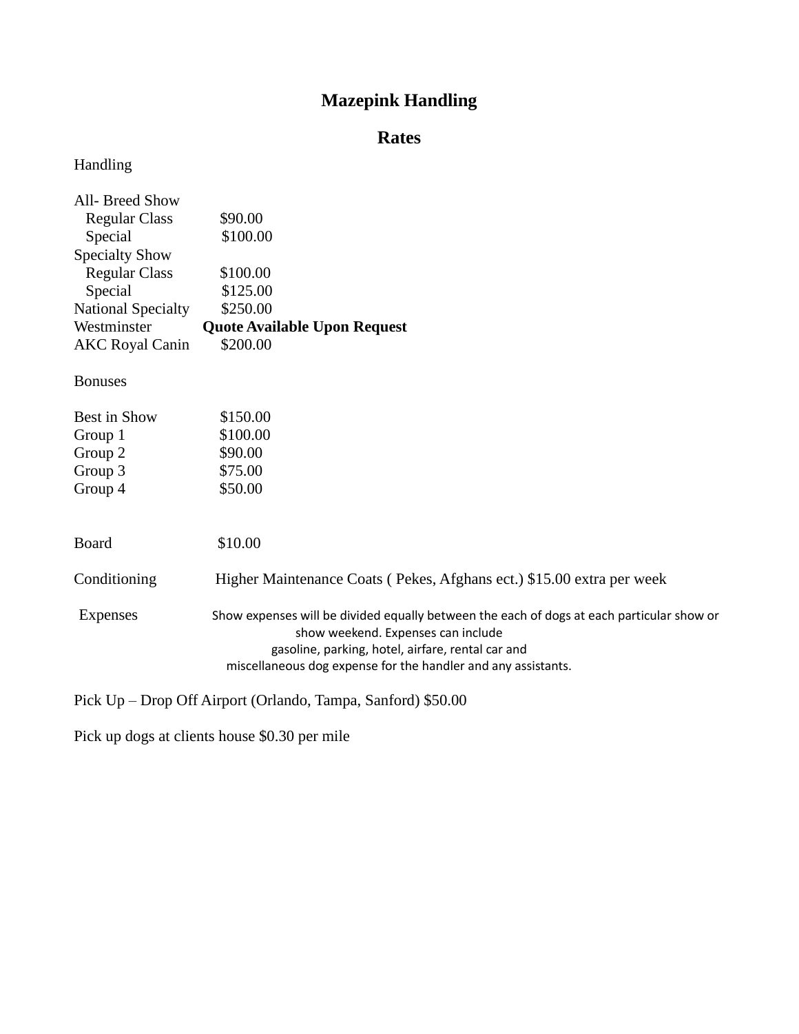# Mazepink Handling

## Rates

Handling

| | |
|---|---|
| All- Breed Show | |
| Regular Class | $90.00 |
| Special | $100.00 |
| Specialty Show | |
| Regular Class | $100.00 |
| Special | $125.00 |
| National Specialty | $250.00 |
| Westminster | **Quote Available Upon Request** |
| AKC Royal Canin | $200.00 |

Bonuses

| | |
|---|---|
| Best in Show | $150.00 |
| Group 1 | $100.00 |
| Group 2 | $90.00 |
| Group 3 | $75.00 |
| Group 4 | $50.00 |

Board $10.00

Conditioning Higher Maintenance Coats ( Pekes, Afghans ect.) $15.00 extra per week

Expenses Show expenses will be divided equally between the each of dogs at each particular show or show weekend. Expenses can include gasoline, parking, hotel, airfare, rental car and miscellaneous dog expense for the handler and any assistants.

Pick Up – Drop Off Airport (Orlando, Tampa, Sanford) $50.00

Pick up dogs at clients house $0.30 per mile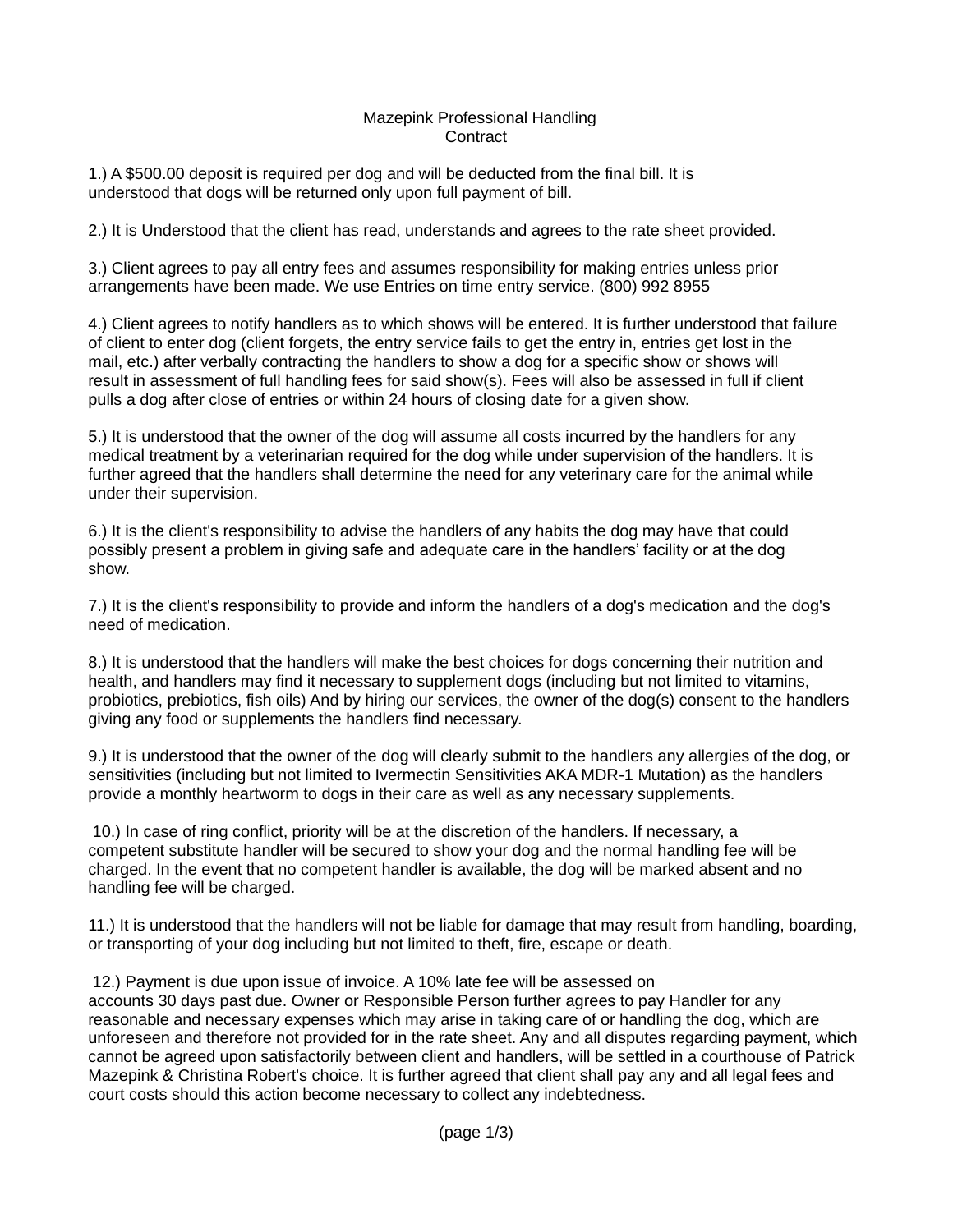Mazepink Professional Handling
Contract

1.) A $500.00 deposit is required per dog and will be deducted from the final bill. It is understood that dogs will be returned only upon full payment of bill.

2.) It is Understood that the client has read, understands and agrees to the rate sheet provided.

3.) Client agrees to pay all entry fees and assumes responsibility for making entries unless prior arrangements have been made. We use Entries on time entry service. (800) 992 8955

4.) Client agrees to notify handlers as to which shows will be entered. It is further understood that failure of client to enter dog (client forgets, the entry service fails to get the entry in, entries get lost in the mail, etc.) after verbally contracting the handlers to show a dog for a specific show or shows will result in assessment of full handling fees for said show(s). Fees will also be assessed in full if client pulls a dog after close of entries or within 24 hours of closing date for a given show.

5.) It is understood that the owner of the dog will assume all costs incurred by the handlers for any medical treatment by a veterinarian required for the dog while under supervision of the handlers. It is further agreed that the handlers shall determine the need for any veterinary care for the animal while under their supervision.

6.) It is the client's responsibility to advise the handlers of any habits the dog may have that could possibly present a problem in giving safe and adequate care in the handlers' facility or at the dog show.

7.) It is the client's responsibility to provide and inform the handlers of a dog's medication and the dog's need of medication.

8.) It is understood that the handlers will make the best choices for dogs concerning their nutrition and health, and handlers may find it necessary to supplement dogs (including but not limited to vitamins, probiotics, prebiotics, fish oils) And by hiring our services, the owner of the dog(s) consent to the handlers giving any food or supplements the handlers find necessary.

9.) It is understood that the owner of the dog will clearly submit to the handlers any allergies of the dog, or sensitivities (including but not limited to Ivermectin Sensitivities AKA MDR-1 Mutation) as the handlers provide a monthly heartworm to dogs in their care as well as any necessary supplements.

10.) In case of ring conflict, priority will be at the discretion of the handlers. If necessary, a competent substitute handler will be secured to show your dog and the normal handling fee will be charged. In the event that no competent handler is available, the dog will be marked absent and no handling fee will be charged.

11.) It is understood that the handlers will not be liable for damage that may result from handling, boarding, or transporting of your dog including but not limited to theft, fire, escape or death.

12.) Payment is due upon issue of invoice. A 10% late fee will be assessed on accounts 30 days past due. Owner or Responsible Person further agrees to pay Handler for any reasonable and necessary expenses which may arise in taking care of or handling the dog, which are unforeseen and therefore not provided for in the rate sheet. Any and all disputes regarding payment, which cannot be agreed upon satisfactorily between client and handlers, will be settled in a courthouse of Patrick Mazepink & Christina Robert's choice. It is further agreed that client shall pay any and all legal fees and court costs should this action become necessary to collect any indebtedness.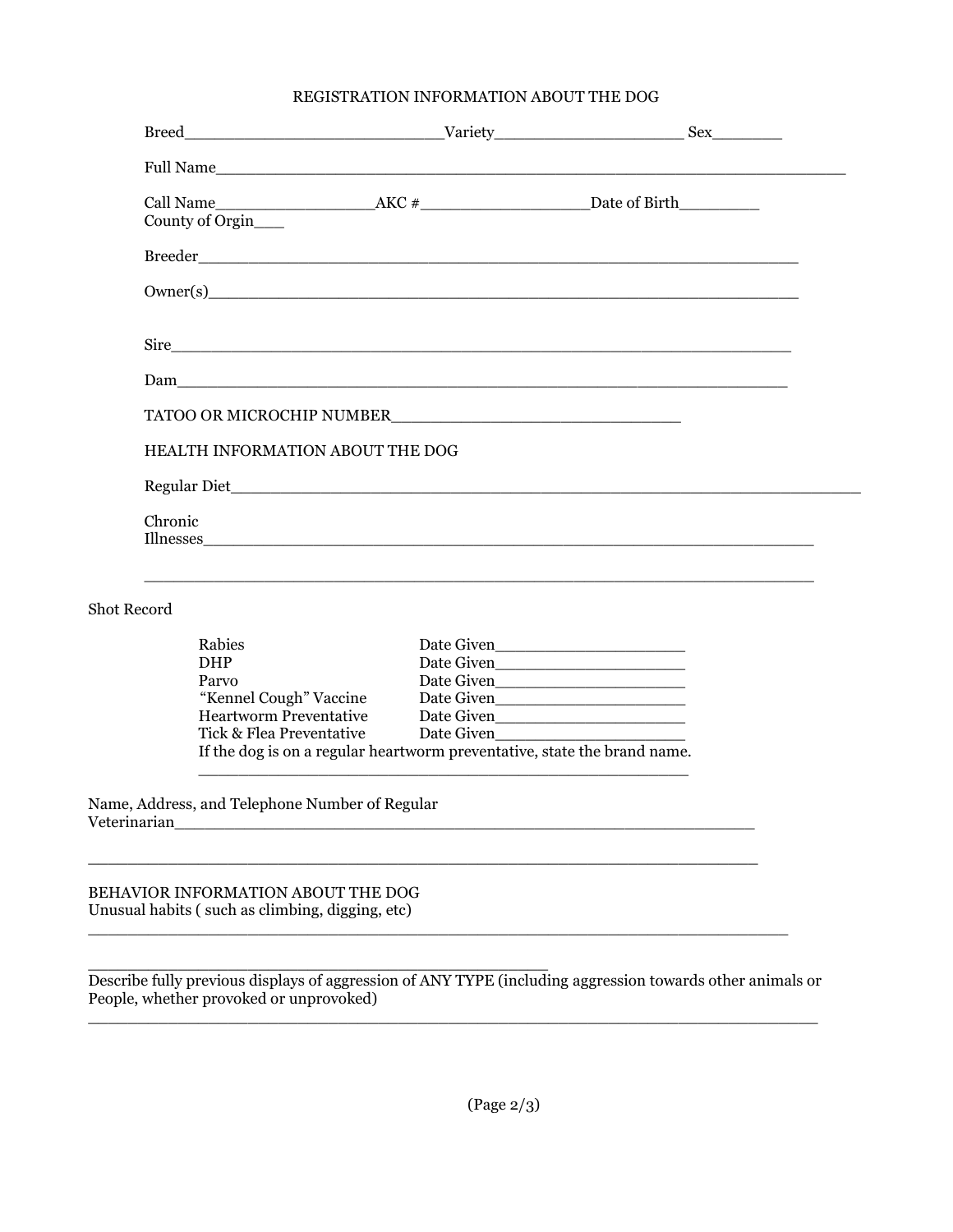## REGISTRATION INFORMATION ABOUT THE DOG

Breed__________________________Variety___________________ Sex_______

Full Name_____________________________________________________________

Call Name________________AKC #_________________Date of Birth________
County of Orgin___

Breeder____________________________________________________________

Owner(s)___________________________________________________________

Sire_______________________________________________________________

Dam_______________________________________________________________

TATOO OR MICROCHIP NUMBER____________________________

## HEALTH INFORMATION ABOUT THE DOG

Regular Diet_________________________________________________________________

Chronic
Illnesses____________________________________________________________

_____________________________________________________________________

Shot Record

| | |
|---|---|
| Rabies | Date Given___________________ |
| DHP | Date Given___________________ |
| Parvo | Date Given___________________ |
| "Kennel Cough" Vaccine | Date Given___________________ |
| Heartworm Preventative | Date Given___________________ |
| Tick & Flea Preventative | Date Given___________________ |

If the dog is on a regular heartworm preventative, state the brand name.
_____________________________________________________

Name, Address, and Telephone Number of Regular
Veterinarian_______________________________________________________

____________________________________________________________________

## BEHAVIOR INFORMATION ABOUT THE DOG

Unusual habits ( such as climbing, digging, etc)
_____________________________________________________________________

________________________________________________

Describe fully previous displays of aggression of ANY TYPE (including aggression towards other animals or People, whether provoked or unprovoked)
_____________________________________________________________________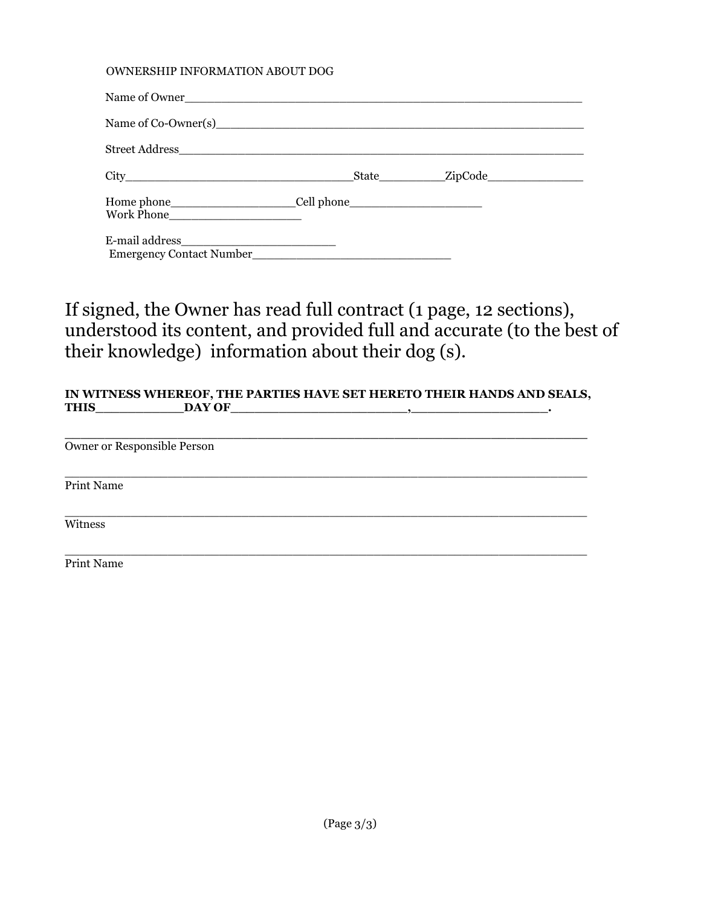OWNERSHIP INFORMATION ABOUT DOG

Name of Owner_______________________________________________________

Name of Co-Owner(s)__________________________________________________

Street Address_______________________________________________________

City______________________________State_________ZipCode______________

Home phone_________________Cell phone__________________
Work Phone__________________

E-mail address______________________
Emergency Contact Number________________________

If signed, the Owner has read full contract (1 page, 12 sections), understood its content, and provided full and accurate (to the best of their knowledge) information about their dog (s).

**IN WITNESS WHEREOF, THE PARTIES HAVE SET HERETO THEIR HANDS AND SEALS, THIS__________DAY OF____________________,_______________.**

_____________________________________________________________
Owner or Responsible Person

_____________________________________________________________
Print Name

_____________________________________________________________
Witness

_____________________________________________________________
Print Name